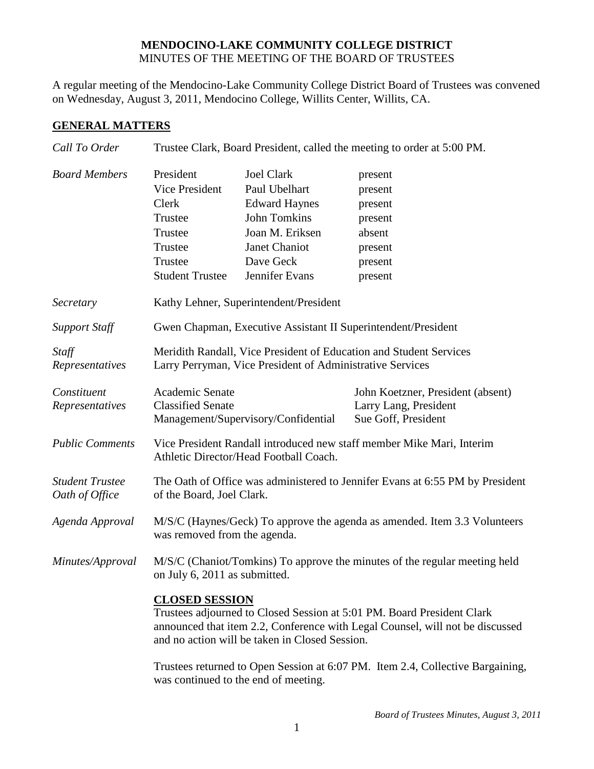**MENDOCINO-LAKE COMMUNITY COLLEGE DISTRICT**
MINUTES OF THE MEETING OF THE BOARD OF TRUSTEES

A regular meeting of the Mendocino-Lake Community College District Board of Trustees was convened on Wednesday, August 3, 2011, Mendocino College, Willits Center, Willits, CA.

## GENERAL MATTERS

*Call To Order* — Trustee Clark, Board President, called the meeting to order at 5:00 PM.

*Board Members*

| | | |
|---|---|---|
| President | Joel Clark | present |
| Vice President | Paul Ubelhart | present |
| Clerk | Edward Haynes | present |
| Trustee | John Tomkins | present |
| Trustee | Joan M. Eriksen | absent |
| Trustee | Janet Chaniot | present |
| Trustee | Dave Geck | present |
| Student Trustee | Jennifer Evans | present |

*Secretary* — Kathy Lehner, Superintendent/President

*Support Staff* — Gwen Chapman, Executive Assistant II Superintendent/President

*Staff Representatives* — Meridith Randall, Vice President of Education and Student Services; Larry Perryman, Vice President of Administrative Services

*Constituent Representatives*

| | |
|---|---|
| Academic Senate | John Koetzner, President (absent) |
| Classified Senate | Larry Lang, President |
| Management/Supervisory/Confidential | Sue Goff, President |

*Public Comments* — Vice President Randall introduced new staff member Mike Mari, Interim Athletic Director/Head Football Coach.

*Student Trustee Oath of Office* — The Oath of Office was administered to Jennifer Evans at 6:55 PM by President of the Board, Joel Clark.

*Agenda Approval* — M/S/C (Haynes/Geck) To approve the agenda as amended. Item 3.3 Volunteers was removed from the agenda.

*Minutes/Approval* — M/S/C (Chaniot/Tomkins) To approve the minutes of the regular meeting held on July 6, 2011 as submitted.

**CLOSED SESSION**

Trustees adjourned to Closed Session at 5:01 PM. Board President Clark announced that item 2.2, Conference with Legal Counsel, will not be discussed and no action will be taken in Closed Session.

Trustees returned to Open Session at 6:07 PM. Item 2.4, Collective Bargaining, was continued to the end of meeting.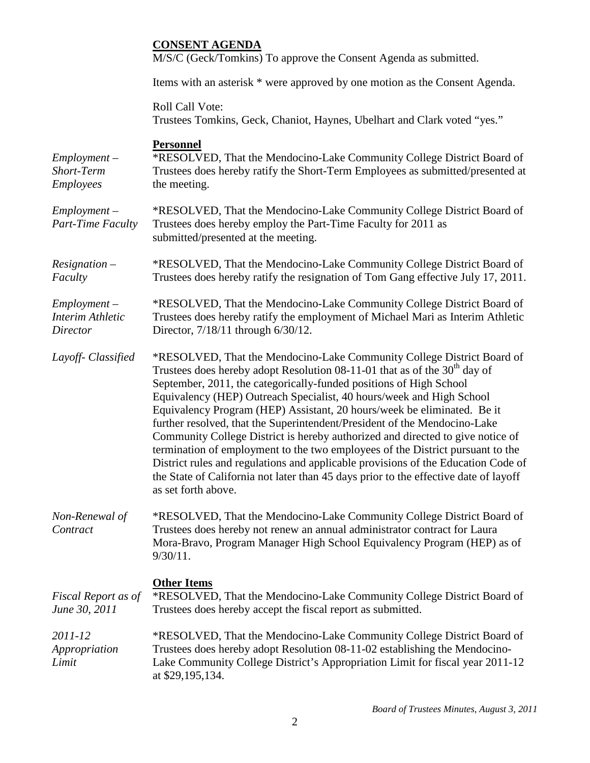**CONSENT AGENDA**

M/S/C (Geck/Tomkins) To approve the Consent Agenda as submitted.

Items with an asterisk * were approved by one motion as the Consent Agenda.

Roll Call Vote:
Trustees Tomkins, Geck, Chaniot, Haynes, Ubelhart and Clark voted "yes."

**Personnel**

*Employment – Short-Term Employees*

*RESOLVED, That the Mendocino-Lake Community College District Board of Trustees does hereby ratify the Short-Term Employees as submitted/presented at the meeting.

*Employment – Part-Time Faculty*

*RESOLVED, That the Mendocino-Lake Community College District Board of Trustees does hereby employ the Part-Time Faculty for 2011 as submitted/presented at the meeting.

*Resignation – Faculty*

*RESOLVED, That the Mendocino-Lake Community College District Board of Trustees does hereby ratify the resignation of Tom Gang effective July 17, 2011.

*Employment – Interim Athletic Director*

*RESOLVED, That the Mendocino-Lake Community College District Board of Trustees does hereby ratify the employment of Michael Mari as Interim Athletic Director, 7/18/11 through 6/30/12.

*Layoff- Classified*

*RESOLVED, That the Mendocino-Lake Community College District Board of Trustees does hereby adopt Resolution 08-11-01 that as of the 30th day of September, 2011, the categorically-funded positions of High School Equivalency (HEP) Outreach Specialist, 40 hours/week and High School Equivalency Program (HEP) Assistant, 20 hours/week be eliminated. Be it further resolved, that the Superintendent/President of the Mendocino-Lake Community College District is hereby authorized and directed to give notice of termination of employment to the two employees of the District pursuant to the District rules and regulations and applicable provisions of the Education Code of the State of California not later than 45 days prior to the effective date of layoff as set forth above.

*Non-Renewal of Contract*

*RESOLVED, That the Mendocino-Lake Community College District Board of Trustees does hereby not renew an annual administrator contract for Laura Mora-Bravo, Program Manager High School Equivalency Program (HEP) as of 9/30/11.

**Other Items**

*Fiscal Report as of June 30, 2011*

*RESOLVED, That the Mendocino-Lake Community College District Board of Trustees does hereby accept the fiscal report as submitted.

*2011-12 Appropriation Limit*

*RESOLVED, That the Mendocino-Lake Community College District Board of Trustees does hereby adopt Resolution 08-11-02 establishing the Mendocino-Lake Community College District's Appropriation Limit for fiscal year 2011-12 at $29,195,134.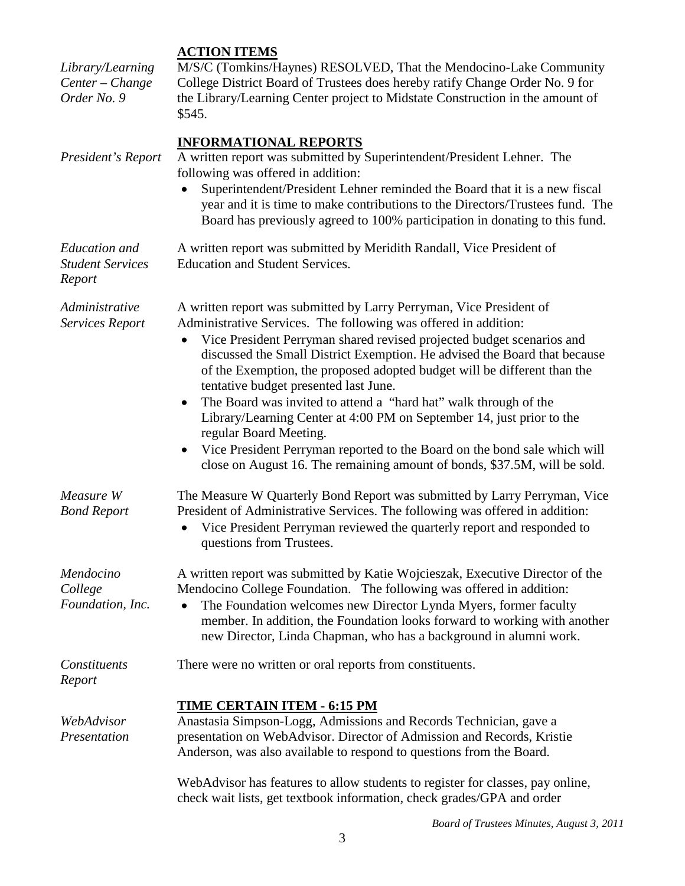## ACTION ITEMS

*Library/Learning Center – Change Order No. 9*

M/S/C (Tomkins/Haynes) RESOLVED, That the Mendocino-Lake Community College District Board of Trustees does hereby ratify Change Order No. 9 for the Library/Learning Center project to Midstate Construction in the amount of $545.

## INFORMATIONAL REPORTS

*President's Report*

A written report was submitted by Superintendent/President Lehner. The following was offered in addition:

- Superintendent/President Lehner reminded the Board that it is a new fiscal year and it is time to make contributions to the Directors/Trustees fund. The Board has previously agreed to 100% participation in donating to this fund.

*Education and Student Services Report*

A written report was submitted by Meridith Randall, Vice President of Education and Student Services.

*Administrative Services Report*

A written report was submitted by Larry Perryman, Vice President of Administrative Services. The following was offered in addition:

- Vice President Perryman shared revised projected budget scenarios and discussed the Small District Exemption. He advised the Board that because of the Exemption, the proposed adopted budget will be different than the tentative budget presented last June.
- The Board was invited to attend a "hard hat" walk through of the Library/Learning Center at 4:00 PM on September 14, just prior to the regular Board Meeting.
- Vice President Perryman reported to the Board on the bond sale which will close on August 16. The remaining amount of bonds, $37.5M, will be sold.

*Measure W Bond Report*

The Measure W Quarterly Bond Report was submitted by Larry Perryman, Vice President of Administrative Services. The following was offered in addition:

- Vice President Perryman reviewed the quarterly report and responded to questions from Trustees.

*Mendocino College Foundation, Inc.*

A written report was submitted by Katie Wojcieszak, Executive Director of the Mendocino College Foundation. The following was offered in addition:

- The Foundation welcomes new Director Lynda Myers, former faculty member. In addition, the Foundation looks forward to working with another new Director, Linda Chapman, who has a background in alumni work.

*Constituents Report*

There were no written or oral reports from constituents.

## TIME CERTAIN ITEM - 6:15 PM

*WebAdvisor Presentation*

Anastasia Simpson-Logg, Admissions and Records Technician, gave a presentation on WebAdvisor. Director of Admission and Records, Kristie Anderson, was also available to respond to questions from the Board.

WebAdvisor has features to allow students to register for classes, pay online, check wait lists, get textbook information, check grades/GPA and order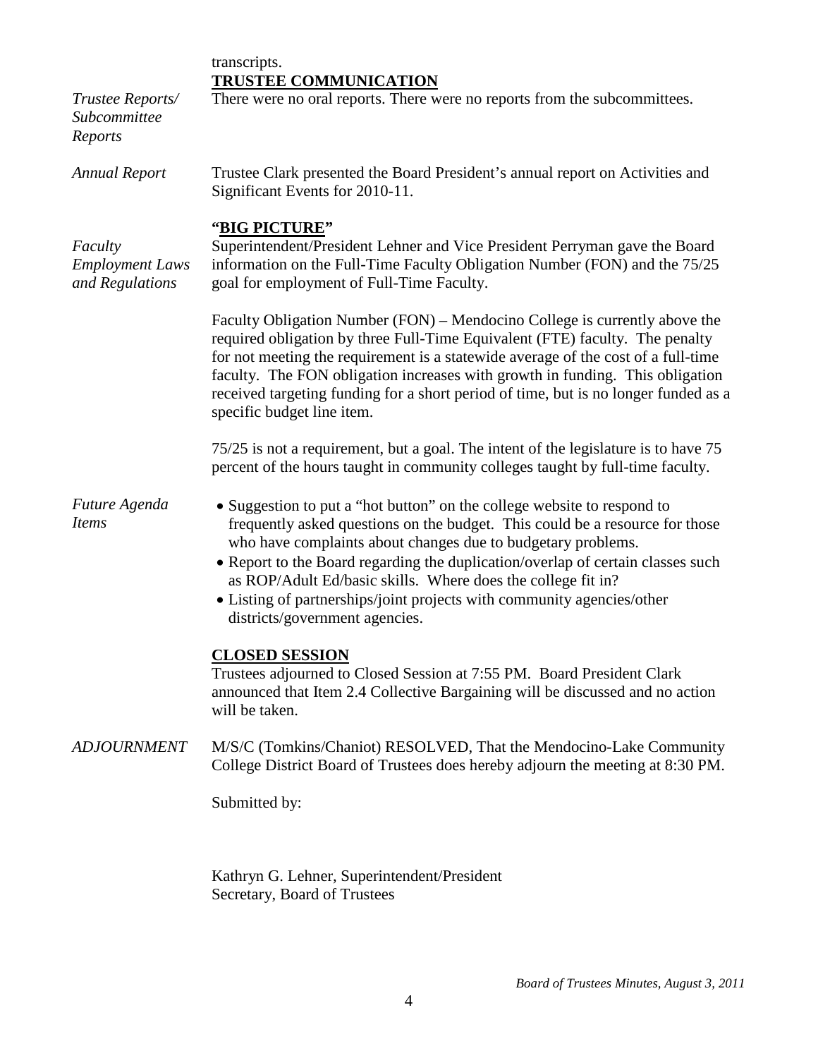transcripts.

**TRUSTEE COMMUNICATION**

*Trustee Reports/ Subcommittee Reports*

There were no oral reports. There were no reports from the subcommittees.

*Annual Report*

Trustee Clark presented the Board President's annual report on Activities and Significant Events for 2010-11.

**"BIG PICTURE"**

*Faculty Employment Laws and Regulations*

Superintendent/President Lehner and Vice President Perryman gave the Board information on the Full-Time Faculty Obligation Number (FON) and the 75/25 goal for employment of Full-Time Faculty.

Faculty Obligation Number (FON) – Mendocino College is currently above the required obligation by three Full-Time Equivalent (FTE) faculty. The penalty for not meeting the requirement is a statewide average of the cost of a full-time faculty. The FON obligation increases with growth in funding. This obligation received targeting funding for a short period of time, but is no longer funded as a specific budget line item.

75/25 is not a requirement, but a goal. The intent of the legislature is to have 75 percent of the hours taught in community colleges taught by full-time faculty.

*Future Agenda Items*

- Suggestion to put a "hot button" on the college website to respond to frequently asked questions on the budget. This could be a resource for those who have complaints about changes due to budgetary problems.
- Report to the Board regarding the duplication/overlap of certain classes such as ROP/Adult Ed/basic skills. Where does the college fit in?
- Listing of partnerships/joint projects with community agencies/other districts/government agencies.

**CLOSED SESSION**

Trustees adjourned to Closed Session at 7:55 PM. Board President Clark announced that Item 2.4 Collective Bargaining will be discussed and no action will be taken.

*ADJOURNMENT*

M/S/C (Tomkins/Chaniot) RESOLVED, That the Mendocino-Lake Community College District Board of Trustees does hereby adjourn the meeting at 8:30 PM.

Submitted by:

Kathryn G. Lehner, Superintendent/President
Secretary, Board of Trustees